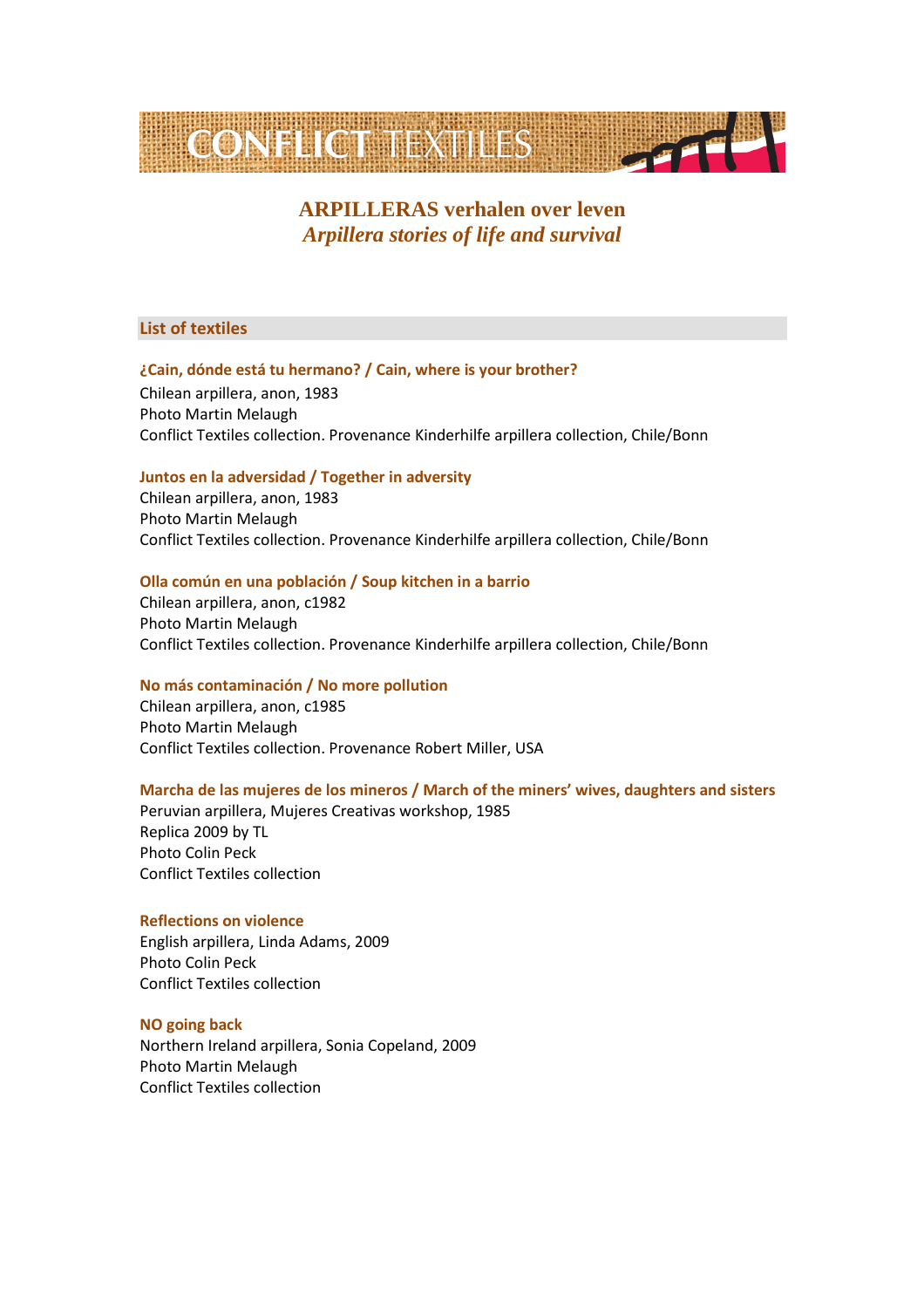# CONFLICT TEXTILES

## ARPILLERAS verhalen over leven
## *Arpillera stories of life and survival*

### List of textiles

**¿Cain, dónde está tu hermano? / Cain, where is your brother?**
Chilean arpillera, anon, 1983
Photo Martin Melaugh
Conflict Textiles collection. Provenance Kinderhilfe arpillera collection, Chile/Bonn

**Juntos en la adversidad / Together in adversity**
Chilean arpillera, anon, 1983
Photo Martin Melaugh
Conflict Textiles collection. Provenance Kinderhilfe arpillera collection, Chile/Bonn

**Olla común en una población / Soup kitchen in a barrio**
Chilean arpillera, anon, c1982
Photo Martin Melaugh
Conflict Textiles collection. Provenance Kinderhilfe arpillera collection, Chile/Bonn

**No más contaminación / No more pollution**
Chilean arpillera, anon, c1985
Photo Martin Melaugh
Conflict Textiles collection. Provenance Robert Miller, USA

**Marcha de las mujeres de los mineros / March of the miners' wives, daughters and sisters**
Peruvian arpillera, Mujeres Creativas workshop, 1985
Replica 2009 by TL
Photo Colin Peck
Conflict Textiles collection

**Reflections on violence**
English arpillera, Linda Adams, 2009
Photo Colin Peck
Conflict Textiles collection

**NO going back**
Northern Ireland arpillera, Sonia Copeland, 2009
Photo Martin Melaugh
Conflict Textiles collection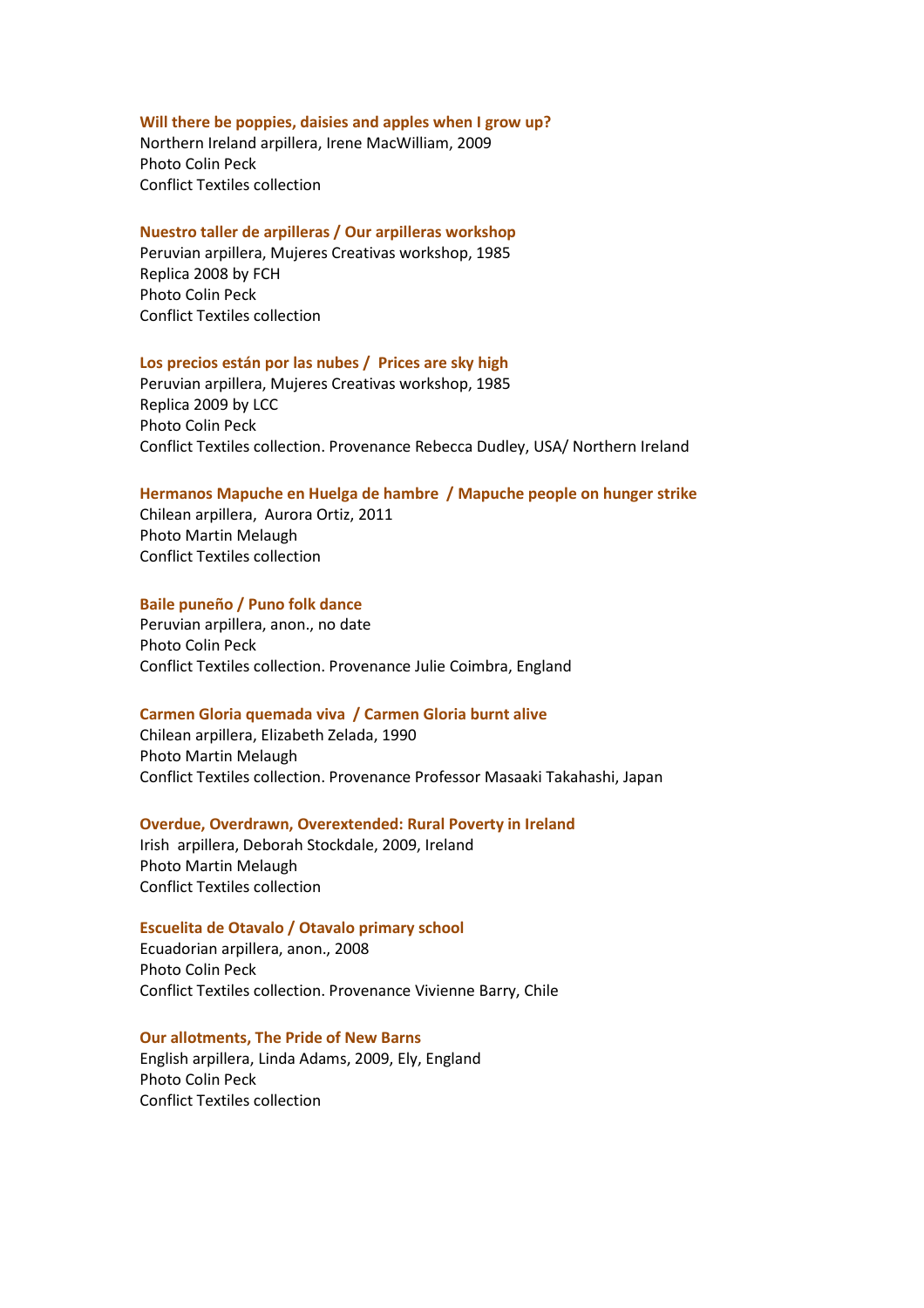**Will there be poppies, daisies and apples when I grow up?**
Northern Ireland arpillera, Irene MacWilliam, 2009
Photo Colin Peck
Conflict Textiles collection

**Nuestro taller de arpilleras / Our arpilleras workshop**
Peruvian arpillera, Mujeres Creativas workshop, 1985
Replica 2008 by FCH
Photo Colin Peck
Conflict Textiles collection

**Los precios están por las nubes / Prices are sky high**
Peruvian arpillera, Mujeres Creativas workshop, 1985
Replica 2009 by LCC
Photo Colin Peck
Conflict Textiles collection. Provenance Rebecca Dudley, USA/ Northern Ireland

**Hermanos Mapuche en Huelga de hambre / Mapuche people on hunger strike**
Chilean arpillera, Aurora Ortiz, 2011
Photo Martin Melaugh
Conflict Textiles collection

**Baile puneño / Puno folk dance**
Peruvian arpillera, anon., no date
Photo Colin Peck
Conflict Textiles collection. Provenance Julie Coimbra, England

**Carmen Gloria quemada viva / Carmen Gloria burnt alive**
Chilean arpillera, Elizabeth Zelada, 1990
Photo Martin Melaugh
Conflict Textiles collection. Provenance Professor Masaaki Takahashi, Japan

**Overdue, Overdrawn, Overextended: Rural Poverty in Ireland**
Irish arpillera, Deborah Stockdale, 2009, Ireland
Photo Martin Melaugh
Conflict Textiles collection

**Escuelita de Otavalo / Otavalo primary school**
Ecuadorian arpillera, anon., 2008
Photo Colin Peck
Conflict Textiles collection. Provenance Vivienne Barry, Chile

**Our allotments, The Pride of New Barns**
English arpillera, Linda Adams, 2009, Ely, England
Photo Colin Peck
Conflict Textiles collection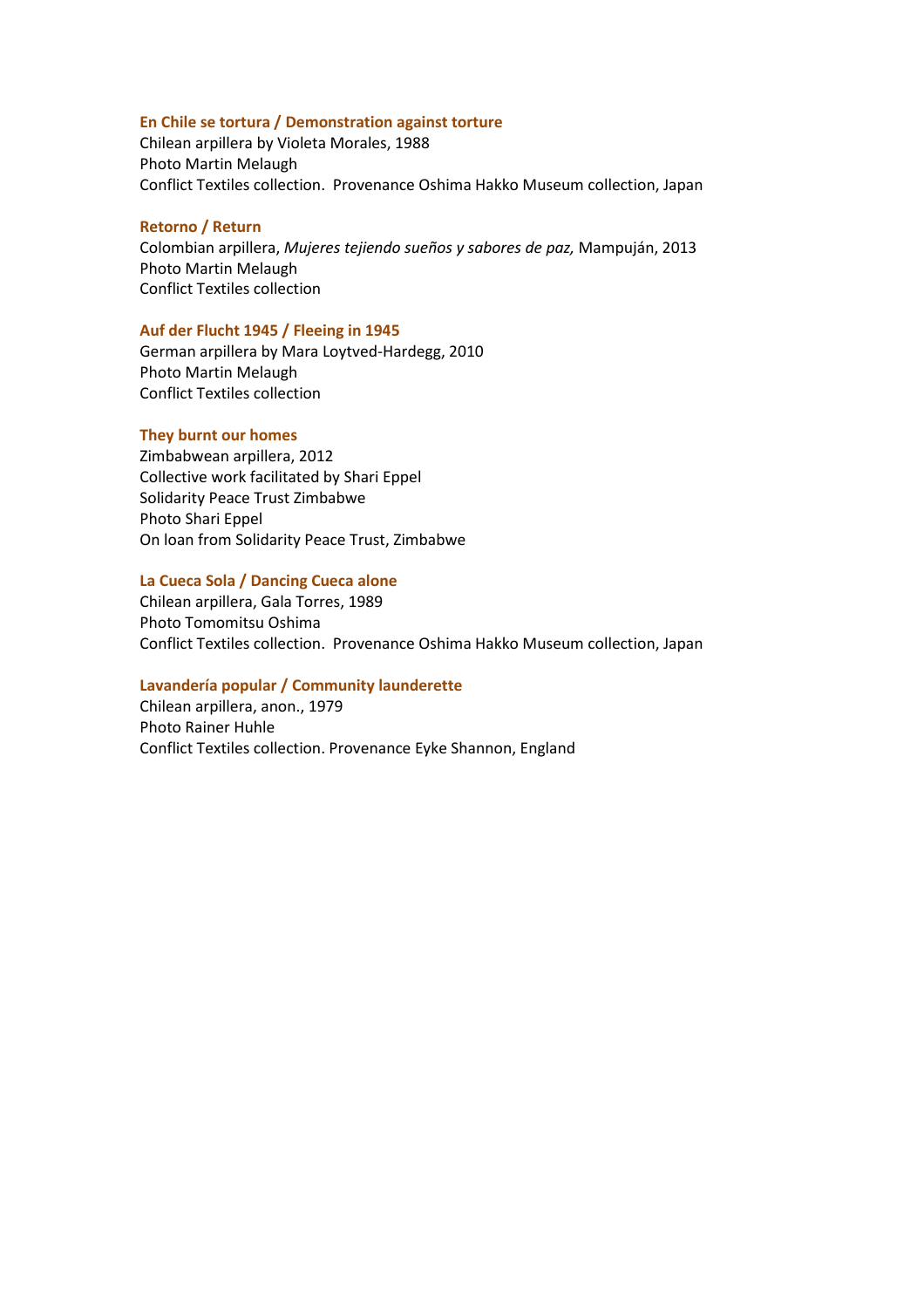**En Chile se tortura / Demonstration against torture**
Chilean arpillera by Violeta Morales, 1988
Photo Martin Melaugh
Conflict Textiles collection. Provenance Oshima Hakko Museum collection, Japan

**Retorno / Return**
Colombian arpillera, *Mujeres tejiendo sueños y sabores de paz,* Mampuján, 2013
Photo Martin Melaugh
Conflict Textiles collection

**Auf der Flucht 1945 / Fleeing in 1945**
German arpillera by Mara Loytved-Hardegg, 2010
Photo Martin Melaugh
Conflict Textiles collection

**They burnt our homes**
Zimbabwean arpillera, 2012
Collective work facilitated by Shari Eppel
Solidarity Peace Trust Zimbabwe
Photo Shari Eppel
On loan from Solidarity Peace Trust, Zimbabwe

**La Cueca Sola / Dancing Cueca alone**
Chilean arpillera, Gala Torres, 1989
Photo Tomomitsu Oshima
Conflict Textiles collection. Provenance Oshima Hakko Museum collection, Japan

**Lavandería popular / Community launderette**
Chilean arpillera, anon., 1979
Photo Rainer Huhle
Conflict Textiles collection. Provenance Eyke Shannon, England